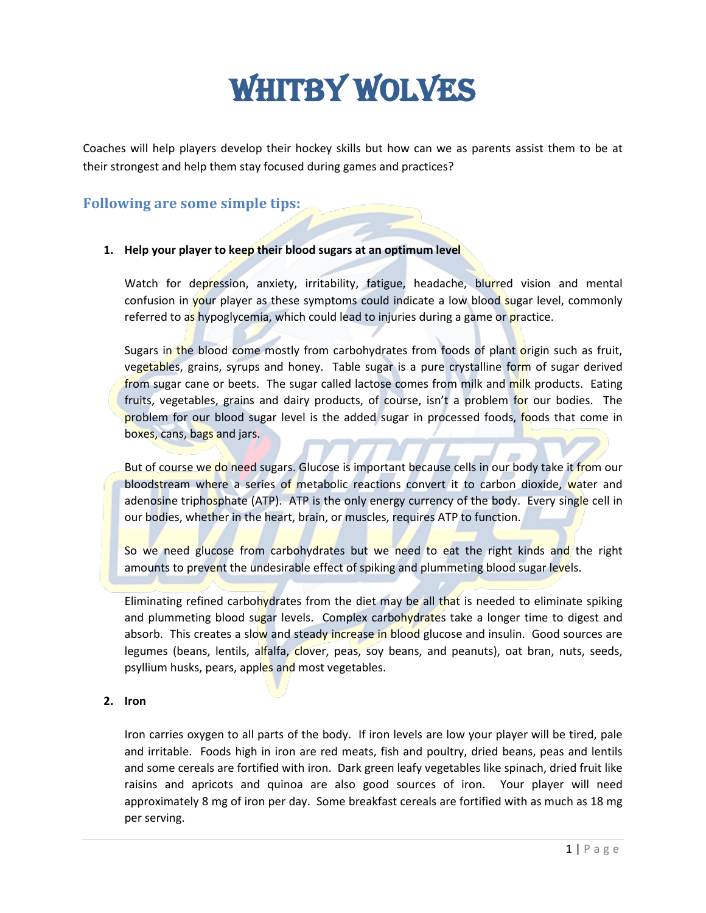# Whitby Wolves

Coaches will help players develop their hockey skills but how can we as parents assist them to be at their strongest and help them stay focused during games and practices?

## Following are some simple tips:

1. **Help your player to keep their blood sugars at an optimum level**

   Watch for depression, anxiety, irritability, fatigue, headache, blurred vision and mental confusion in your player as these symptoms could indicate a low blood sugar level, commonly referred to as hypoglycemia, which could lead to injuries during a game or practice.

   Sugars in the blood come mostly from carbohydrates from foods of plant origin such as fruit, vegetables, grains, syrups and honey. Table sugar is a pure crystalline form of sugar derived from sugar cane or beets. The sugar called lactose comes from milk and milk products. Eating fruits, vegetables, grains and dairy products, of course, isn't a problem for our bodies. The problem for our blood sugar level is the added sugar in processed foods, foods that come in boxes, cans, bags and jars.

   But of course we do need sugars. Glucose is important because cells in our body take it from our bloodstream where a series of metabolic reactions convert it to carbon dioxide, water and adenosine triphosphate (ATP). ATP is the only energy currency of the body. Every single cell in our bodies, whether in the heart, brain, or muscles, requires ATP to function.

   So we need glucose from carbohydrates but we need to eat the right kinds and the right amounts to prevent the undesirable effect of spiking and plummeting blood sugar levels.

   Eliminating refined carbohydrates from the diet may be all that is needed to eliminate spiking and plummeting blood sugar levels. Complex carbohydrates take a longer time to digest and absorb. This creates a slow and steady increase in blood glucose and insulin. Good sources are legumes (beans, lentils, alfalfa, clover, peas, soy beans, and peanuts), oat bran, nuts, seeds, psyllium husks, pears, apples and most vegetables.

2. **Iron**

   Iron carries oxygen to all parts of the body. If iron levels are low your player will be tired, pale and irritable. Foods high in iron are red meats, fish and poultry, dried beans, peas and lentils and some cereals are fortified with iron. Dark green leafy vegetables like spinach, dried fruit like raisins and apricots and quinoa are also good sources of iron. Your player will need approximately 8 mg of iron per day. Some breakfast cereals are fortified with as much as 18 mg per serving.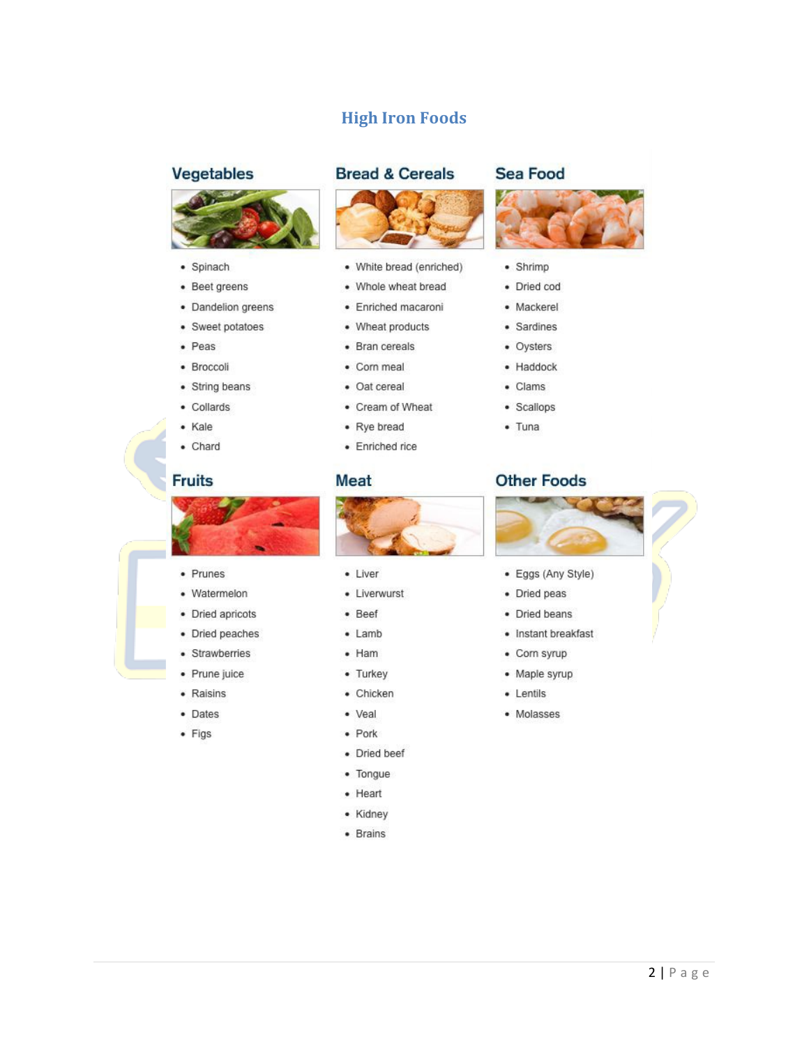# High Iron Foods

## Vegetables

- Spinach
- Beet greens
- Dandelion greens
- Sweet potatoes
- Peas
- Broccoli
- String beans
- Collards
- Kale
- Chard

## Bread & Cereals

- White bread (enriched)
- Whole wheat bread
- Enriched macaroni
- Wheat products
- Bran cereals
- Corn meal
- Oat cereal
- Cream of Wheat
- Rye bread
- Enriched rice

## Sea Food

- Shrimp
- Dried cod
- Mackerel
- Sardines
- Oysters
- Haddock
- Clams
- Scallops
- Tuna

## Fruits

- Prunes
- Watermelon
- Dried apricots
- Dried peaches
- Strawberries
- Prune juice
- Raisins
- Dates
- Figs

## Meat

- Liver
- Liverwurst
- Beef
- Lamb
- Ham
- Turkey
- Chicken
- Veal
- Pork
- Dried beef
- Tongue
- Heart
- Kidney
- Brains

## Other Foods

- Eggs (Any Style)
- Dried peas
- Dried beans
- Instant breakfast
- Corn syrup
- Maple syrup
- Lentils
- Molasses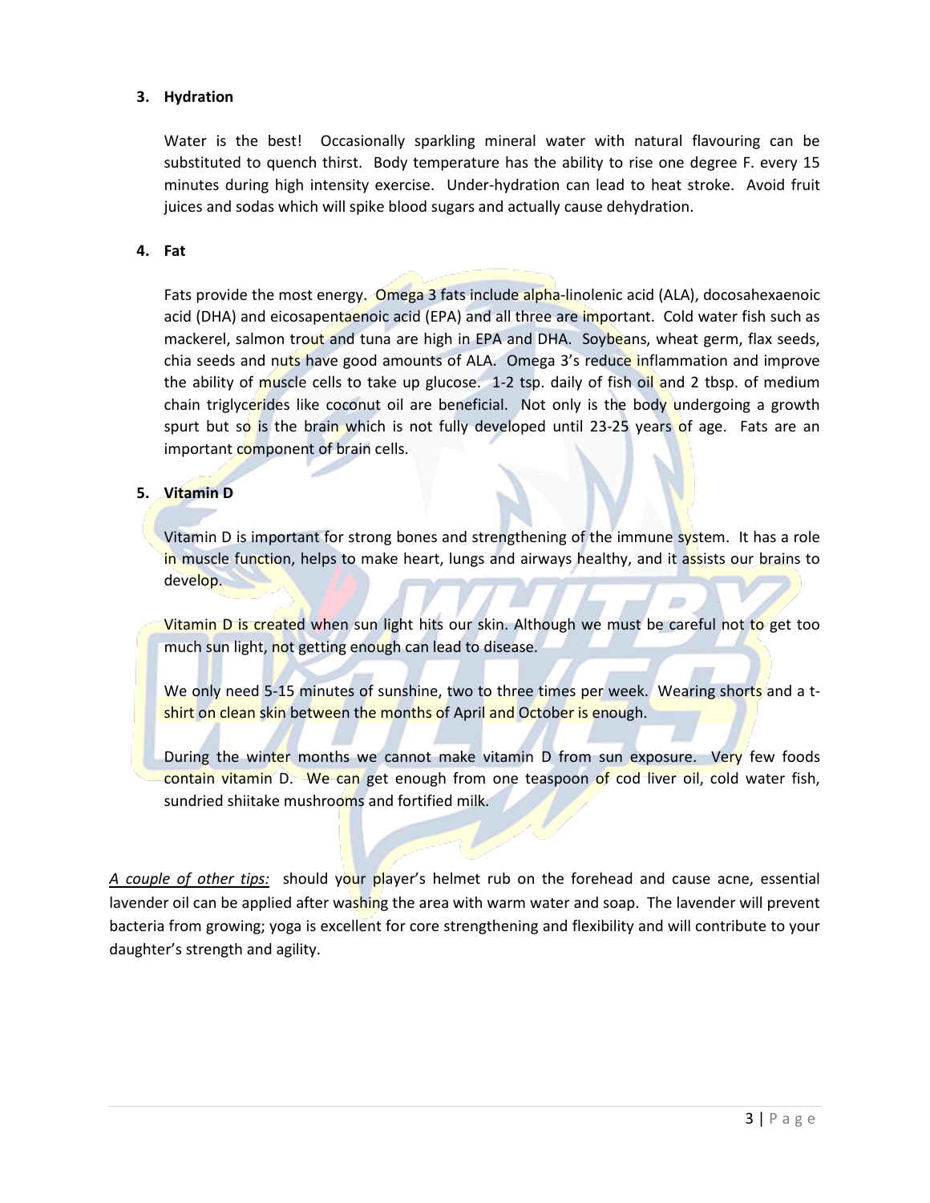### 3. Hydration

Water is the best! Occasionally sparkling mineral water with natural flavouring can be substituted to quench thirst. Body temperature has the ability to rise one degree F. every 15 minutes during high intensity exercise. Under-hydration can lead to heat stroke. Avoid fruit juices and sodas which will spike blood sugars and actually cause dehydration.

### 4. Fat

Fats provide the most energy. Omega 3 fats include alpha-linolenic acid (ALA), docosahexaenoic acid (DHA) and eicosapentaenoic acid (EPA) and all three are important. Cold water fish such as mackerel, salmon trout and tuna are high in EPA and DHA. Soybeans, wheat germ, flax seeds, chia seeds and nuts have good amounts of ALA. Omega 3's reduce inflammation and improve the ability of muscle cells to take up glucose. 1-2 tsp. daily of fish oil and 2 tbsp. of medium chain triglycerides like coconut oil are beneficial. Not only is the body undergoing a growth spurt but so is the brain which is not fully developed until 23-25 years of age. Fats are an important component of brain cells.

### 5. Vitamin D

Vitamin D is important for strong bones and strengthening of the immune system. It has a role in muscle function, helps to make heart, lungs and airways healthy, and it assists our brains to develop.

Vitamin D is created when sun light hits our skin. Although we must be careful not to get too much sun light, not getting enough can lead to disease.

We only need 5-15 minutes of sunshine, two to three times per week. Wearing shorts and a t-shirt on clean skin between the months of April and October is enough.

During the winter months we cannot make vitamin D from sun exposure. Very few foods contain vitamin D. We can get enough from one teaspoon of cod liver oil, cold water fish, sundried shiitake mushrooms and fortified milk.

*A couple of other tips:* should your player's helmet rub on the forehead and cause acne, essential lavender oil can be applied after washing the area with warm water and soap. The lavender will prevent bacteria from growing; yoga is excellent for core strengthening and flexibility and will contribute to your daughter's strength and agility.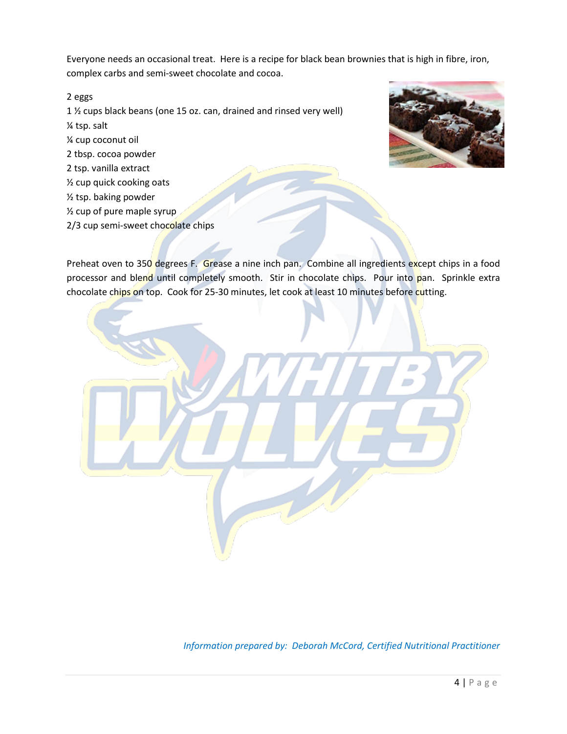Everyone needs an occasional treat. Here is a recipe for black bean brownies that is high in fibre, iron, complex carbs and semi-sweet chocolate and cocoa.

2 eggs
1 ½ cups black beans (one 15 oz. can, drained and rinsed very well)
¼ tsp. salt
¼ cup coconut oil
2 tbsp. cocoa powder
2 tsp. vanilla extract
½ cup quick cooking oats
½ tsp. baking powder
½ cup of pure maple syrup
2/3 cup semi-sweet chocolate chips

Preheat oven to 350 degrees F. Grease a nine inch pan. Combine all ingredients except chips in a food processor and blend until completely smooth. Stir in chocolate chips. Pour into pan. Sprinkle extra chocolate chips on top. Cook for 25-30 minutes, let cook at least 10 minutes before cutting.

*Information prepared by: Deborah McCord, Certified Nutritional Practitioner*